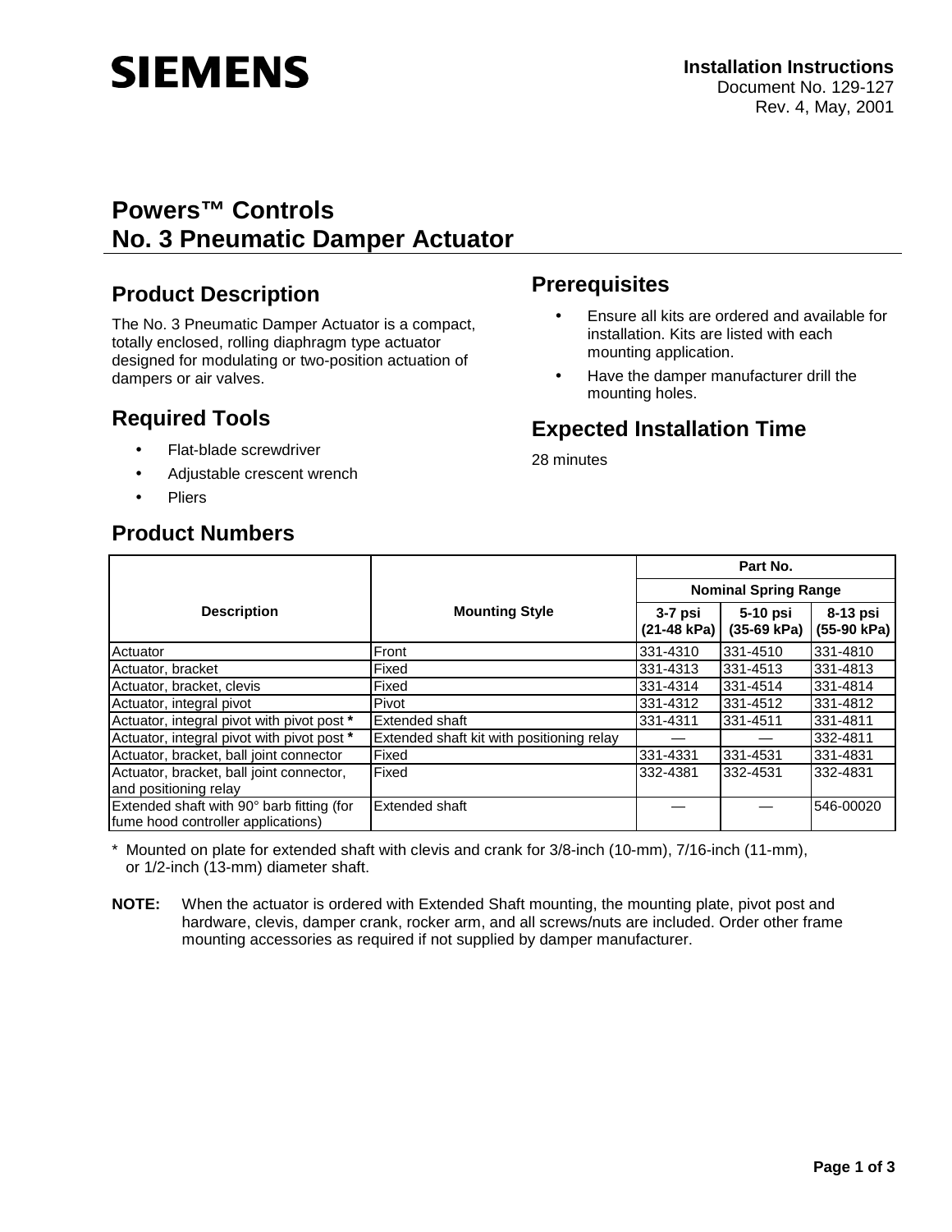**SIEMENS**

**Installation Instructions**
Document No. 129-127
Rev. 4, May, 2001

# Powers™ Controls
# No. 3 Pneumatic Damper Actuator

## Product Description

The No. 3 Pneumatic Damper Actuator is a compact, totally enclosed, rolling diaphragm type actuator designed for modulating or two-position actuation of dampers or air valves.

## Required Tools

- Flat-blade screwdriver
- Adjustable crescent wrench
- Pliers

## Prerequisites

- Ensure all kits are ordered and available for installation. Kits are listed with each mounting application.
- Have the damper manufacturer drill the mounting holes.

## Expected Installation Time

28 minutes

## Product Numbers

| Description | Mounting Style | Part No. | | |
|---|---|---|---|---|
| | | Nominal Spring Range | | |
| | | 3-7 psi (21-48 kPa) | 5-10 psi (35-69 kPa) | 8-13 psi (55-90 kPa) |
| Actuator | Front | 331-4310 | 331-4510 | 331-4810 |
| Actuator, bracket | Fixed | 331-4313 | 331-4513 | 331-4813 |
| Actuator, bracket, clevis | Fixed | 331-4314 | 331-4514 | 331-4814 |
| Actuator, integral pivot | Pivot | 331-4312 | 331-4512 | 331-4812 |
| Actuator, integral pivot with pivot post **\*** | Extended shaft | 331-4311 | 331-4511 | 331-4811 |
| Actuator, integral pivot with pivot post **\*** | Extended shaft kit with positioning relay | — | — | 332-4811 |
| Actuator, bracket, ball joint connector | Fixed | 331-4331 | 331-4531 | 331-4831 |
| Actuator, bracket, ball joint connector, and positioning relay | Fixed | 332-4381 | 332-4531 | 332-4831 |
| Extended shaft with 90° barb fitting (for fume hood controller applications) | Extended shaft | — | — | 546-00020 |

\* Mounted on plate for extended shaft with clevis and crank for 3/8-inch (10-mm), 7/16-inch (11-mm), or 1/2-inch (13-mm) diameter shaft.

**NOTE:** When the actuator is ordered with Extended Shaft mounting, the mounting plate, pivot post and hardware, clevis, damper crank, rocker arm, and all screws/nuts are included. Order other frame mounting accessories as required if not supplied by damper manufacturer.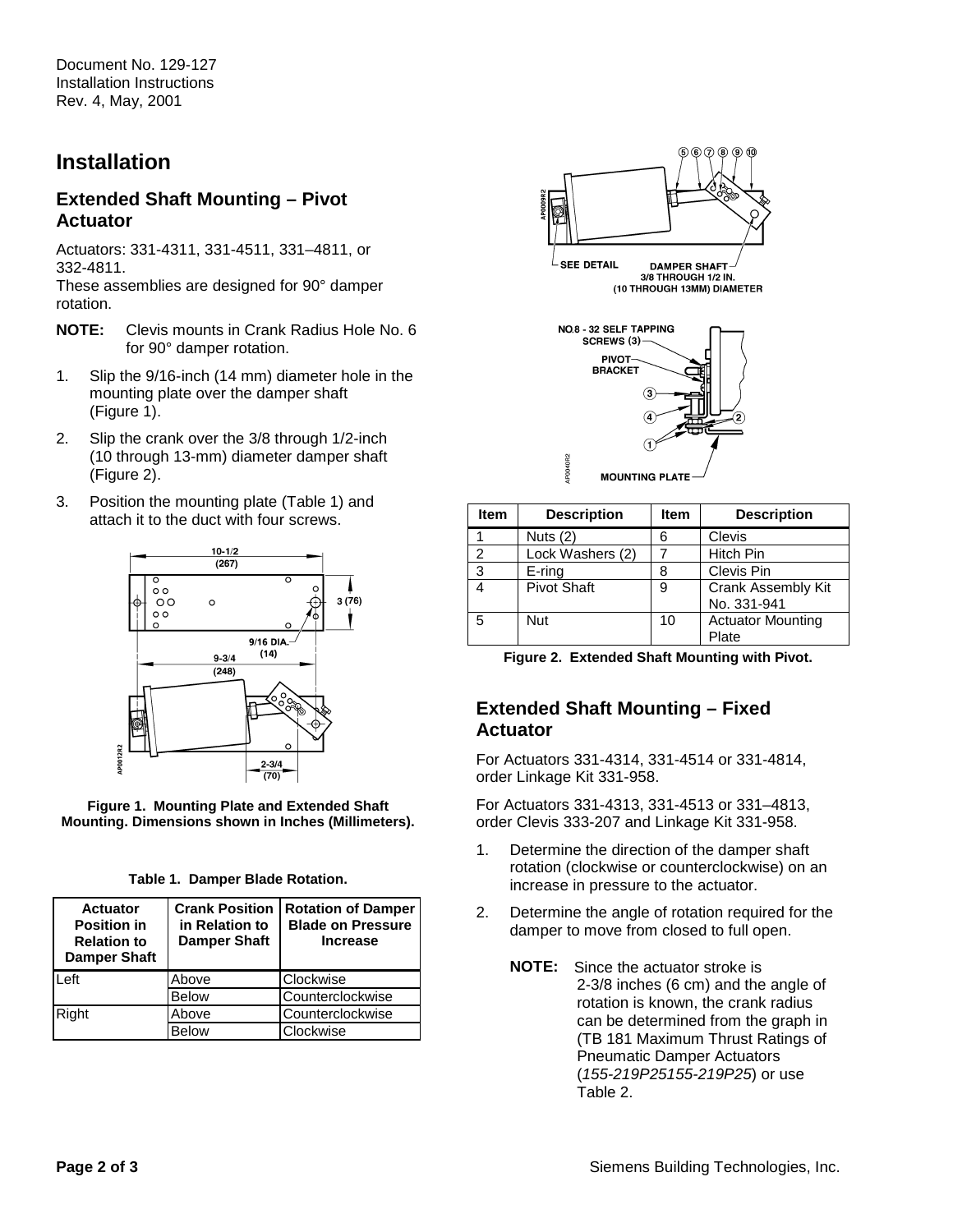Document No. 129-127
Installation Instructions
Rev. 4, May, 2001

# Installation

## Extended Shaft Mounting – Pivot Actuator

Actuators: 331-4311, 331-4511, 331–4811, or 332-4811.
These assemblies are designed for 90° damper rotation.

**NOTE:** Clevis mounts in Crank Radius Hole No. 6 for 90° damper rotation.

1. Slip the 9/16-inch (14 mm) diameter hole in the mounting plate over the damper shaft (Figure 1).
2. Slip the crank over the 3/8 through 1/2-inch (10 through 13-mm) diameter damper shaft (Figure 2).
3. Position the mounting plate (Table 1) and attach it to the duct with four screws.

**Figure 1. Mounting Plate and Extended Shaft Mounting. Dimensions shown in Inches (Millimeters).**

**Table 1. Damper Blade Rotation.**

| Actuator Position in Relation to Damper Shaft | Crank Position in Relation to Damper Shaft | Rotation of Damper Blade on Pressure Increase |
|---|---|---|
| Left | Above | Clockwise |
| | Below | Counterclockwise |
| Right | Above | Counterclockwise |
| | Below | Clockwise |

| Item | Description | Item | Description |
|---|---|---|---|
| 1 | Nuts (2) | 6 | Clevis |
| 2 | Lock Washers (2) | 7 | Hitch Pin |
| 3 | E-ring | 8 | Clevis Pin |
| 4 | Pivot Shaft | 9 | Crank Assembly Kit No. 331-941 |
| 5 | Nut | 10 | Actuator Mounting Plate |

**Figure 2. Extended Shaft Mounting with Pivot.**

## Extended Shaft Mounting – Fixed Actuator

For Actuators 331-4314, 331-4514 or 331-4814, order Linkage Kit 331-958.

For Actuators 331-4313, 331-4513 or 331–4813, order Clevis 333-207 and Linkage Kit 331-958.

1. Determine the direction of the damper shaft rotation (clockwise or counterclockwise) on an increase in pressure to the actuator.
2. Determine the angle of rotation required for the damper to move from closed to full open.

   **NOTE:** Since the actuator stroke is 2-3/8 inches (6 cm) and the angle of rotation is known, the crank radius can be determined from the graph in (TB 181 Maximum Thrust Ratings of Pneumatic Damper Actuators (*155-219P25155-219P25*) or use Table 2.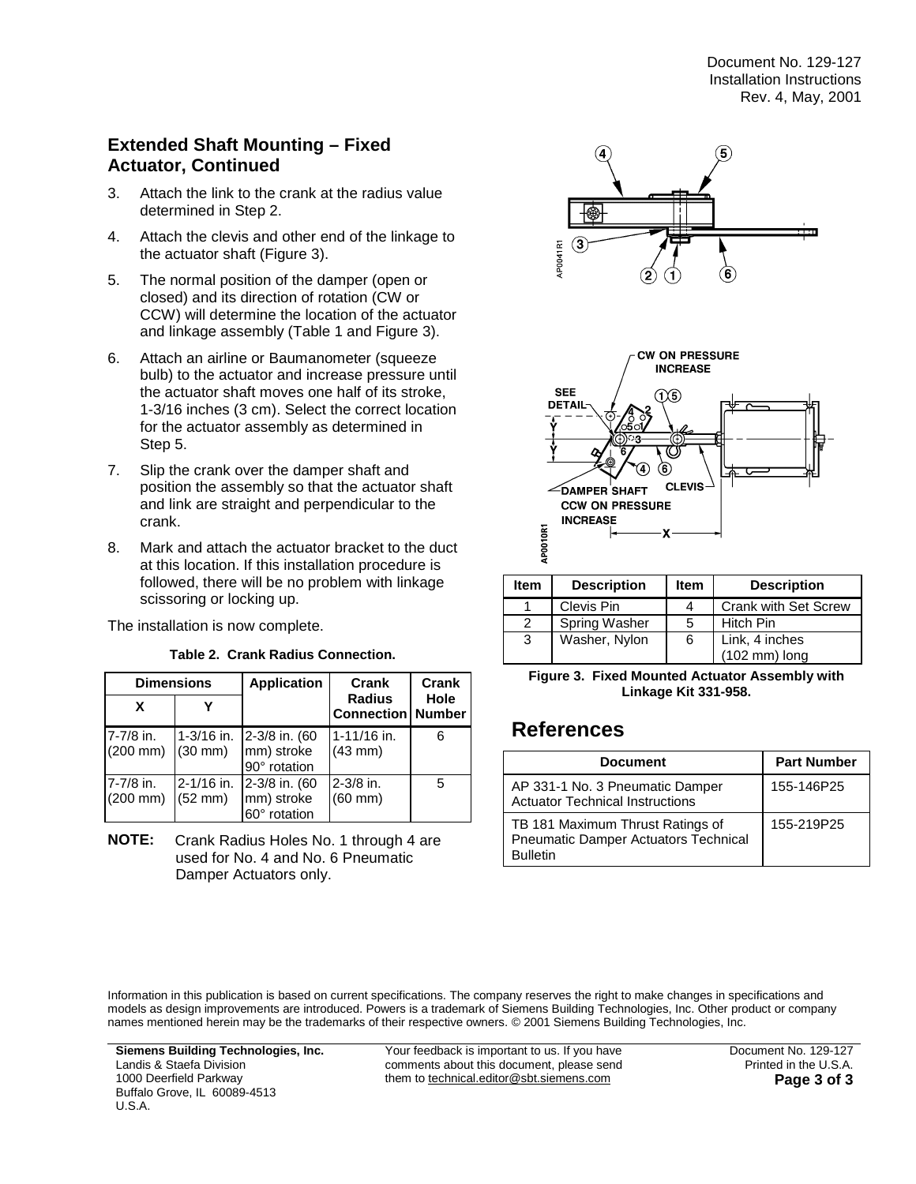## Extended Shaft Mounting – Fixed Actuator, Continued

3. Attach the link to the crank at the radius value determined in Step 2.
4. Attach the clevis and other end of the linkage to the actuator shaft (Figure 3).
5. The normal position of the damper (open or closed) and its direction of rotation (CW or CCW) will determine the location of the actuator and linkage assembly (Table 1 and Figure 3).
6. Attach an airline or Baumanometer (squeeze bulb) to the actuator and increase pressure until the actuator shaft moves one half of its stroke, 1-3/16 inches (3 cm). Select the correct location for the actuator assembly as determined in Step 5.
7. Slip the crank over the damper shaft and position the assembly so that the actuator shaft and link are straight and perpendicular to the crank.
8. Mark and attach the actuator bracket to the duct at this location. If this installation procedure is followed, there will be no problem with linkage scissoring or locking up.

The installation is now complete.

**Table 2. Crank Radius Connection.**

| Dimensions | | Application | Crank Radius Connection | Crank Hole Number |
|---|---|---|---|---|
| X | Y | | | |
| 7-7/8 in. (200 mm) | 1-3/16 in. (30 mm) | 2-3/8 in. (60 mm) stroke 90° rotation | 1-11/16 in. (43 mm) | 6 |
| 7-7/8 in. (200 mm) | 2-1/16 in. (52 mm) | 2-3/8 in. (60 mm) stroke 60° rotation | 2-3/8 in. (60 mm) | 5 |

**NOTE:** Crank Radius Holes No. 1 through 4 are used for No. 4 and No. 6 Pneumatic Damper Actuators only.

4
5
3
AP0041R1
2 1 6

CW ON PRESSURE INCREASE
SEE DETAIL
1 5
4 2
5 1
3
6
Y
Y
4 6
DAMPER SHAFT
CLEVIS
CCW ON PRESSURE INCREASE
X
AP0010R1

| Item | Description | Item | Description |
|---|---|---|---|
| 1 | Clevis Pin | 4 | Crank with Set Screw |
| 2 | Spring Washer | 5 | Hitch Pin |
| 3 | Washer, Nylon | 6 | Link, 4 inches (102 mm) long |

**Figure 3. Fixed Mounted Actuator Assembly with Linkage Kit 331-958.**

## References

| Document | Part Number |
|---|---|
| AP 331-1 No. 3 Pneumatic Damper Actuator Technical Instructions | 155-146P25 |
| TB 181 Maximum Thrust Ratings of Pneumatic Damper Actuators Technical Bulletin | 155-219P25 |

Information in this publication is based on current specifications. The company reserves the right to make changes in specifications and models as design improvements are introduced. Powers is a trademark of Siemens Building Technologies, Inc. Other product or company names mentioned herein may be the trademarks of their respective owners. © 2001 Siemens Building Technologies, Inc.

**Siemens Building Technologies, Inc.**
Landis & Staefa Division
1000 Deerfield Parkway
Buffalo Grove, IL 60089-4513
U.S.A.

Your feedback is important to us. If you have comments about this document, please send them to technical.editor@sbt.siemens.com

Printed in the U.S.A.